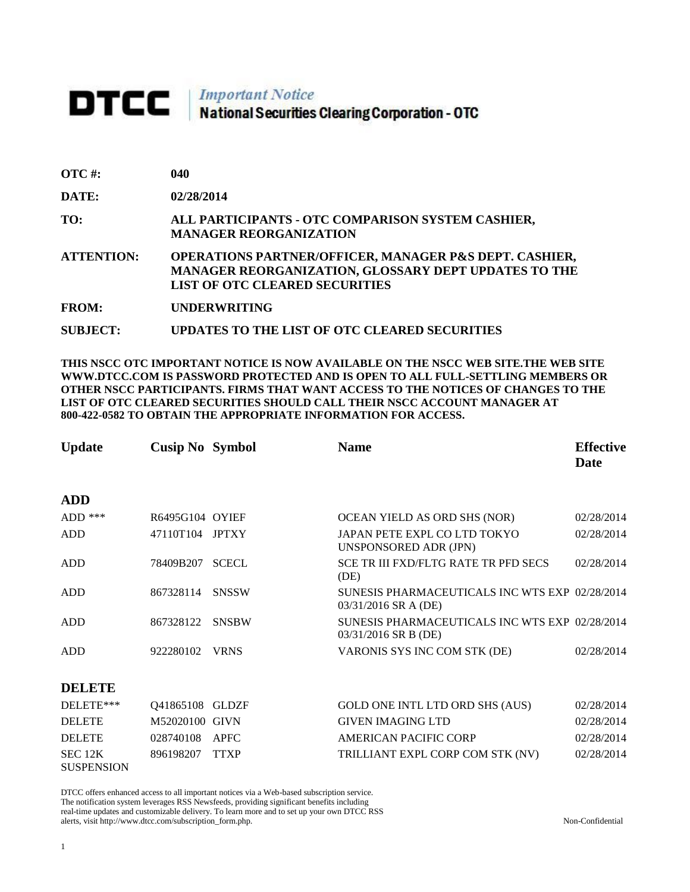# DTCC | *Important Notice* National Securities Clearing Corporation - OTC

**OTC #:** 040

**DATE:** 02/28/2014

**TO:** ALL PARTICIPANTS - OTC COMPARISON SYSTEM CASHIER, MANAGER REORGANIZATION

**ATTENTION:** OPERATIONS PARTNER/OFFICER, MANAGER P&S DEPT. CASHIER, MANAGER REORGANIZATION, GLOSSARY DEPT UPDATES TO THE LIST OF OTC CLEARED SECURITIES

**FROM:** UNDERWRITING

**SUBJECT:** UPDATES TO THE LIST OF OTC CLEARED SECURITIES

**THIS NSCC OTC IMPORTANT NOTICE IS NOW AVAILABLE ON THE NSCC WEB SITE.THE WEB SITE WWW.DTCC.COM IS PASSWORD PROTECTED AND IS OPEN TO ALL FULL-SETTLING MEMBERS OR OTHER NSCC PARTICIPANTS. FIRMS THAT WANT ACCESS TO THE NOTICES OF CHANGES TO THE LIST OF OTC CLEARED SECURITIES SHOULD CALL THEIR NSCC ACCOUNT MANAGER AT 800-422-0582 TO OBTAIN THE APPROPRIATE INFORMATION FOR ACCESS.**

| Update | Cusip No | Symbol | Name | Effective Date |
|---|---|---|---|---|
| **ADD** | | | | |
| ADD *** | R6495G104 | OYIEF | OCEAN YIELD AS ORD SHS (NOR) | 02/28/2014 |
| ADD | 47110T104 | JPTXY | JAPAN PETE EXPL CO LTD TOKYO UNSPONSORED ADR (JPN) | 02/28/2014 |
| ADD | 78409B207 | SCECL | SCE TR III FXD/FLTG RATE TR PFD SECS (DE) | 02/28/2014 |
| ADD | 867328114 | SNSSW | SUNESIS PHARMACEUTICALS INC WTS EXP 03/31/2016 SR A (DE) | 02/28/2014 |
| ADD | 867328122 | SNSBW | SUNESIS PHARMACEUTICALS INC WTS EXP 03/31/2016 SR B (DE) | 02/28/2014 |
| ADD | 922280102 | VRNS | VARONIS SYS INC COM STK (DE) | 02/28/2014 |
| **DELETE** | | | | |
| DELETE*** | Q41865108 | GLDZF | GOLD ONE INTL LTD ORD SHS (AUS) | 02/28/2014 |
| DELETE | M52020100 | GIVN | GIVEN IMAGING LTD | 02/28/2014 |
| DELETE | 028740108 | APFC | AMERICAN PACIFIC CORP | 02/28/2014 |
| SEC 12K SUSPENSION | 896198207 | TTXP | TRILLIANT EXPL CORP COM STK (NV) | 02/28/2014 |

DTCC offers enhanced access to all important notices via a Web-based subscription service. The notification system leverages RSS Newsfeeds, providing significant benefits including real-time updates and customizable delivery. To learn more and to set up your own DTCC RSS alerts, visit http://www.dtcc.com/subscription_form.php.

Non-Confidential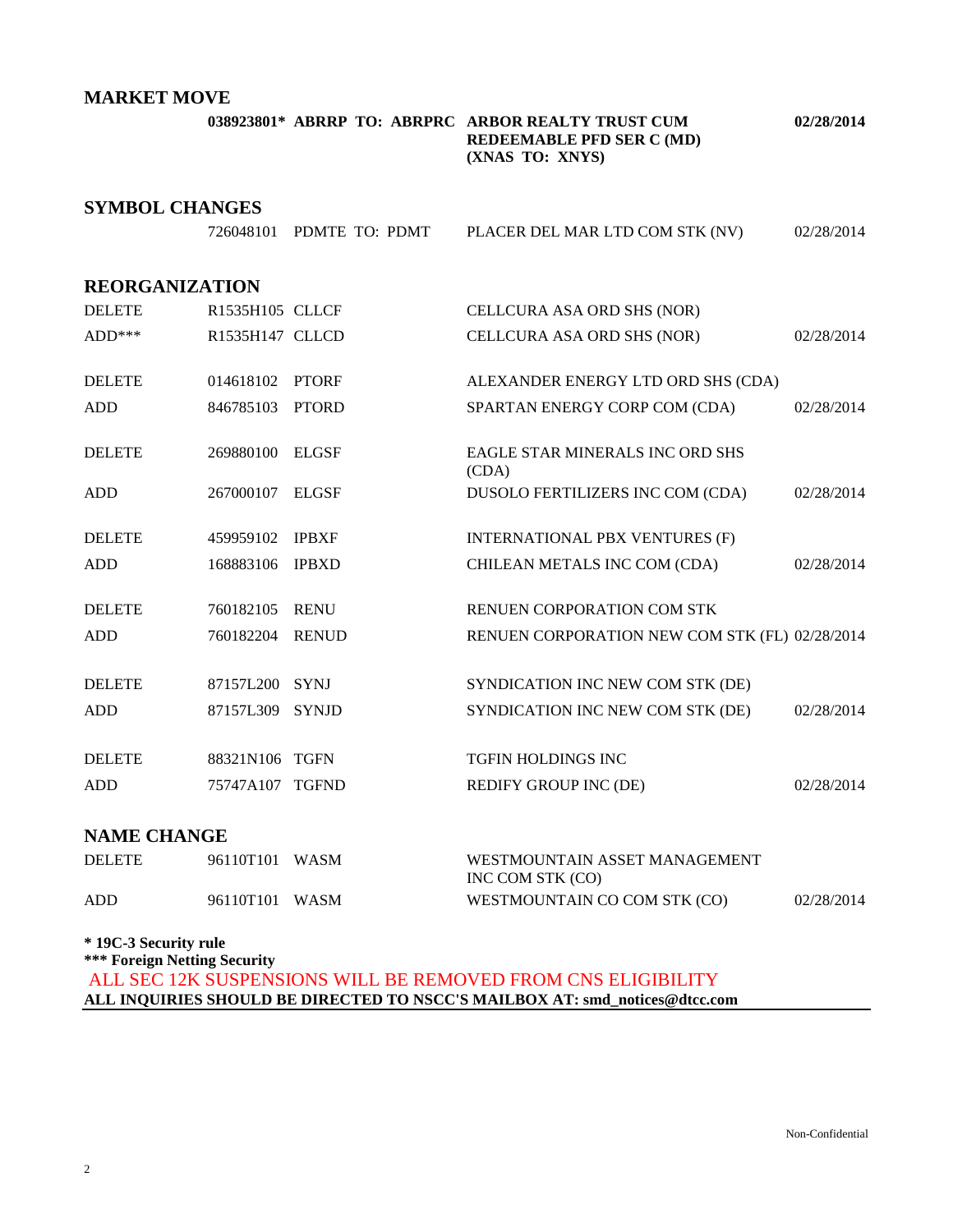## MARKET MOVE

| | | | | |
|---|---|---|---|---|
| | **038923801*** | **ABRRP TO: ABRPRC** | **ARBOR REALTY TRUST CUM REDEEMABLE PFD SER C (MD) (XNAS TO: XNYS)** | **02/28/2014** |

## SYMBOL CHANGES

| | | | | |
|---|---|---|---|---|
| | 726048101 | PDMTE TO: PDMT | PLACER DEL MAR LTD COM STK (NV) | 02/28/2014 |

## REORGANIZATION

| | | | | |
|---|---|---|---|---|
| DELETE | R1535H105 | CLLCF | CELLCURA ASA ORD SHS (NOR) | |
| ADD*** | R1535H147 | CLLCD | CELLCURA ASA ORD SHS (NOR) | 02/28/2014 |
| DELETE | 014618102 | PTORF | ALEXANDER ENERGY LTD ORD SHS (CDA) | |
| ADD | 846785103 | PTORD | SPARTAN ENERGY CORP COM (CDA) | 02/28/2014 |
| DELETE | 269880100 | ELGSF | EAGLE STAR MINERALS INC ORD SHS (CDA) | |
| ADD | 267000107 | ELGSF | DUSOLO FERTILIZERS INC COM (CDA) | 02/28/2014 |
| DELETE | 459959102 | IPBXF | INTERNATIONAL PBX VENTURES (F) | |
| ADD | 168883106 | IPBXD | CHILEAN METALS INC COM (CDA) | 02/28/2014 |
| DELETE | 760182105 | RENU | RENUEN CORPORATION COM STK | |
| ADD | 760182204 | RENUD | RENUEN CORPORATION NEW COM STK (FL) | 02/28/2014 |
| DELETE | 87157L200 | SYNJ | SYNDICATION INC NEW COM STK (DE) | |
| ADD | 87157L309 | SYNJD | SYNDICATION INC NEW COM STK (DE) | 02/28/2014 |
| DELETE | 88321N106 | TGFN | TGFIN HOLDINGS INC | |
| ADD | 75747A107 | TGFND | REDIFY GROUP INC (DE) | 02/28/2014 |

## NAME CHANGE

| | | | | |
|---|---|---|---|---|
| DELETE | 96110T101 | WASM | WESTMOUNTAIN ASSET MANAGEMENT INC COM STK (CO) | |
| ADD | 96110T101 | WASM | WESTMOUNTAIN CO COM STK (CO) | 02/28/2014 |

**\* 19C-3 Security rule**
**\*** Foreign Netting Security**

ALL SEC 12K SUSPENSIONS WILL BE REMOVED FROM CNS ELIGIBILITY

**ALL INQUIRIES SHOULD BE DIRECTED TO NSCC'S MAILBOX AT: smd_notices@dtcc.com**

Non-Confidential